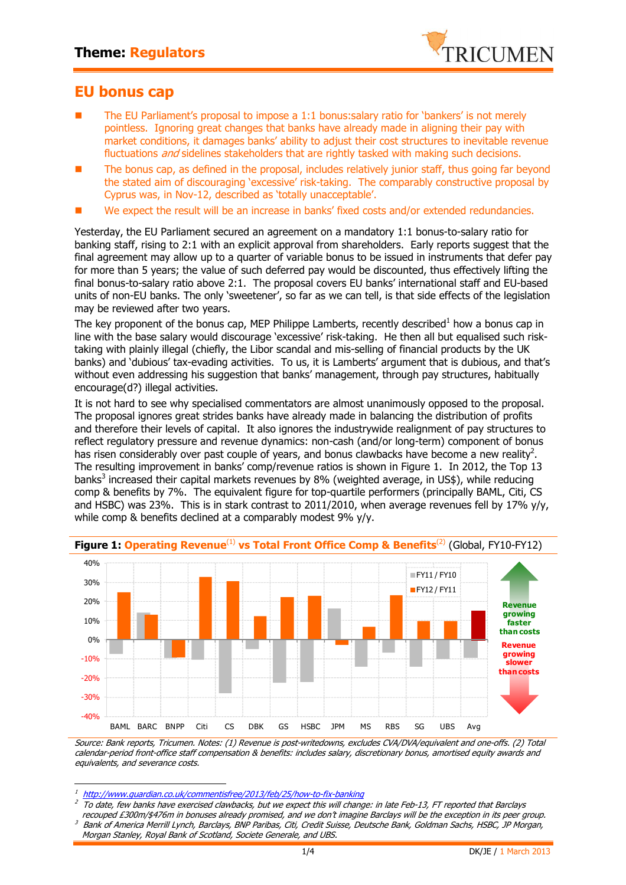**Theme: Regulators**

## EU bonus cap

- The EU Parliament's proposal to impose a 1:1 bonus:salary ratio for 'bankers' is not merely pointless. Ignoring great changes that banks have already made in aligning their pay with market conditions, it damages banks' ability to adjust their cost structures to inevitable revenue fluctuations *and* sidelines stakeholders that are rightly tasked with making such decisions.
- The bonus cap, as defined in the proposal, includes relatively junior staff, thus going far beyond the stated aim of discouraging 'excessive' risk-taking. The comparably constructive proposal by Cyprus was, in Nov-12, described as 'totally unacceptable'.
- We expect the result will be an increase in banks' fixed costs and/or extended redundancies.

Yesterday, the EU Parliament secured an agreement on a mandatory 1:1 bonus-to-salary ratio for banking staff, rising to 2:1 with an explicit approval from shareholders. Early reports suggest that the final agreement may allow up to a quarter of variable bonus to be issued in instruments that defer pay for more than 5 years; the value of such deferred pay would be discounted, thus effectively lifting the final bonus-to-salary ratio above 2:1. The proposal covers EU banks' international staff and EU-based units of non-EU banks. The only 'sweetener', so far as we can tell, is that side effects of the legislation may be reviewed after two years.

The key proponent of the bonus cap, MEP Philippe Lamberts, recently described[1] how a bonus cap in line with the base salary would discourage 'excessive' risk-taking. He then all but equalised such risk-taking with plainly illegal (chiefly, the Libor scandal and mis-selling of financial products by the UK banks) and 'dubious' tax-evading activities. To us, it is Lamberts' argument that is dubious, and that's without even addressing his suggestion that banks' management, through pay structures, habitually encourage(d?) illegal activities.

It is not hard to see why specialised commentators are almost unanimously opposed to the proposal. The proposal ignores great strides banks have already made in balancing the distribution of profits and therefore their levels of capital. It also ignores the industrywide realignment of pay structures to reflect regulatory pressure and revenue dynamics: non-cash (and/or long-term) component of bonus has risen considerably over past couple of years, and bonus clawbacks have become a new reality[2]. The resulting improvement in banks' comp/revenue ratios is shown in Figure 1. In 2012, the Top 13 banks[3] increased their capital markets revenues by 8% (weighted average, in US$), while reducing comp & benefits by 7%. The equivalent figure for top-quartile performers (principally BAML, Citi, CS and HSBC) was 23%. This is in stark contrast to 2011/2010, when average revenues fell by 17% y/y, while comp & benefits declined at a comparably modest 9% y/y.

**Figure 1: Operating Revenue[(1)] vs Total Front Office Comp & Benefits[(2)]** (Global, FY10-FY12)

| Bank | FY11 / FY10 | FY12 / FY11 |
|---|---|---|
| BAML | -7% | 25% |
| BARC | 14% | 13% |
| BNPP | -10% | -9% |
| Citi | -10% | 33% |
| CS | -28% | 31% |
| DBK | -5% | 12% |
| GS | -22% | 22% |
| HSBC | -22% | 23% |
| JPM | 16% | -3% |
| MS | -14% | 7% |
| RBS | -6% | 23% |
| SG | -14% | 10% |
| UBS | -10% | 10% |
| Avg | -9% | 15% |

Revenue growing faster than costs / Revenue growing slower than costs

*Source: Bank reports, Tricumen. Notes: (1) Revenue is post-writedowns, excludes CVA/DVA/equivalent and one-offs. (2) Total calendar-period front-office staff compensation & benefits: includes salary, discretionary bonus, amortised equity awards and equivalents, and severance costs.*

[1] http://www.guardian.co.uk/commentisfree/2013/feb/25/how-to-fix-banking

[2] *To date, few banks have exercised clawbacks, but we expect this will change: in late Feb-13, FT reported that Barclays recouped £300m/$476m in bonuses already promised, and we don't imagine Barclays will be the exception in its peer group.*

[3] *Bank of America Merrill Lynch, Barclays, BNP Paribas, Citi, Credit Suisse, Deutsche Bank, Goldman Sachs, HSBC, JP Morgan, Morgan Stanley, Royal Bank of Scotland, Societe Generale, and UBS.*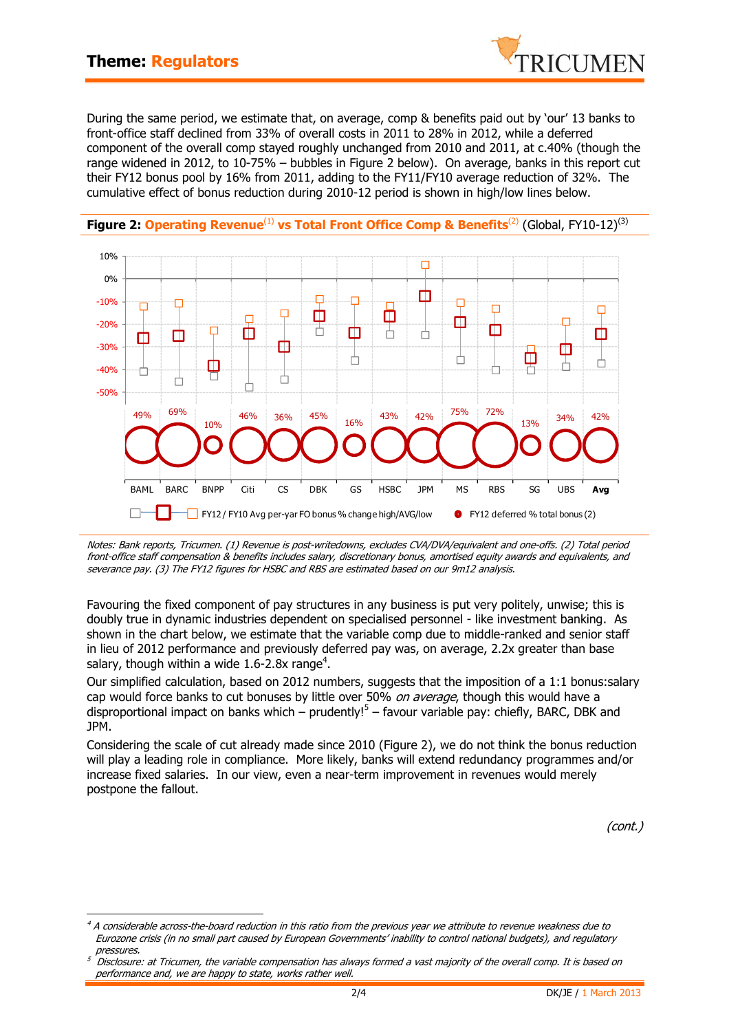During the same period, we estimate that, on average, comp & benefits paid out by 'our' 13 banks to front-office staff declined from 33% of overall costs in 2011 to 28% in 2012, while a deferred component of the overall comp stayed roughly unchanged from 2010 and 2011, at c.40% (though the range widened in 2012, to 10-75% – bubbles in Figure 2 below). On average, banks in this report cut their FY12 bonus pool by 16% from 2011, adding to the FY11/FY10 average reduction of 32%. The cumulative effect of bonus reduction during 2010-12 period is shown in high/low lines below.

**Figure 2: Operating Revenue[1] vs Total Front Office Comp & Benefits[2]** (Global, FY10-12)[3]

| | BAML | BARC | BNPP | Citi | CS | DBK | GS | HSBC | JPM | MS | RBS | SG | UBS | Avg |
|---|---|---|---|---|---|---|---|---|---|---|---|---|---|---|
| FY12 deferred % total bonus (2) | 49% | 69% | 10% | 46% | 36% | 45% | 16% | 43% | 42% | 75% | 72% | 13% | 34% | 42% |

FY12 / FY10 Avg per-yar FO bonus % change high/AVG/low; FY12 deferred % total bonus (2)

*Notes: Bank reports, Tricumen. (1) Revenue is post-writedowns, excludes CVA/DVA/equivalent and one-offs. (2) Total period front-office staff compensation & benefits includes salary, discretionary bonus, amortised equity awards and equivalents, and severance pay. (3) The FY12 figures for HSBC and RBS are estimated based on our 9m12 analysis.*

Favouring the fixed component of pay structures in any business is put very politely, unwise; this is doubly true in dynamic industries dependent on specialised personnel - like investment banking. As shown in the chart below, we estimate that the variable comp due to middle-ranked and senior staff in lieu of 2012 performance and previously deferred pay was, on average, 2.2x greater than base salary, though within a wide 1.6-2.8x range[4].

Our simplified calculation, based on 2012 numbers, suggests that the imposition of a 1:1 bonus:salary cap would force banks to cut bonuses by little over 50% *on average*, though this would have a disproportional impact on banks which – prudently![5] – favour variable pay: chiefly, BARC, DBK and JPM.

Considering the scale of cut already made since 2010 (Figure 2), we do not think the bonus reduction will play a leading role in compliance. More likely, banks will extend redundancy programmes and/or increase fixed salaries. In our view, even a near-term improvement in revenues would merely postpone the fallout.

*(cont.)*

---

*[4] A considerable across-the-board reduction in this ratio from the previous year we attribute to revenue weakness due to Eurozone crisis (in no small part caused by European Governments' inability to control national budgets), and regulatory pressures.*

*[5] Disclosure: at Tricumen, the variable compensation has always formed a vast majority of the overall comp. It is based on performance and, we are happy to state, works rather well.*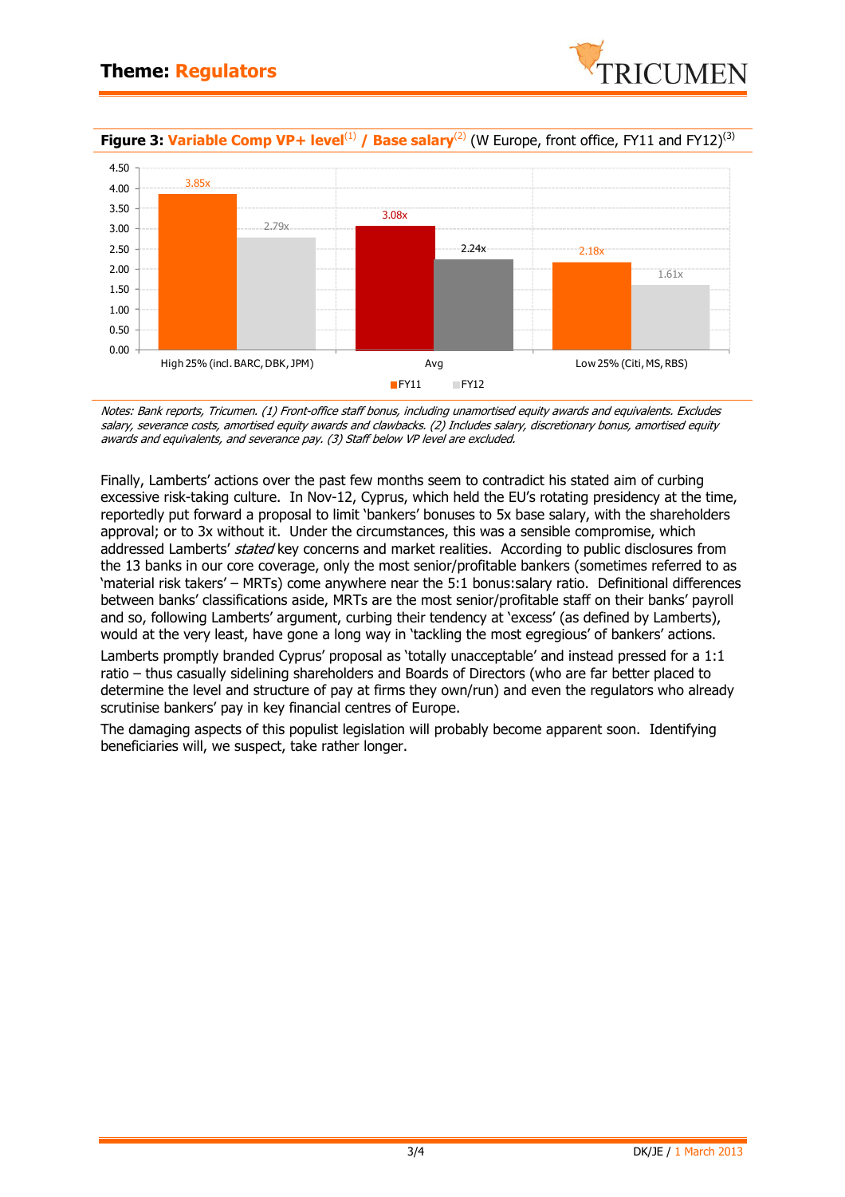## Theme: Regulators

**Figure 3: Variable Comp VP+ level[1] / Base salary[2]** (W Europe, front office, FY11 and FY12)[3]

| | FY11 | FY12 |
|---|---|---|
| High 25% (incl. BARC, DBK, JPM) | 3.85x | 2.79x |
| Avg | 3.08x | 2.24x |
| Low 25% (Citi, MS, RBS) | 2.18x | 1.61x |

*Notes: Bank reports, Tricumen. (1) Front-office staff bonus, including unamortised equity awards and equivalents. Excludes salary, severance costs, amortised equity awards and clawbacks. (2) Includes salary, discretionary bonus, amortised equity awards and equivalents, and severance pay. (3) Staff below VP level are excluded.*

Finally, Lamberts' actions over the past few months seem to contradict his stated aim of curbing excessive risk-taking culture. In Nov-12, Cyprus, which held the EU's rotating presidency at the time, reportedly put forward a proposal to limit 'bankers' bonuses to 5x base salary, with the shareholders approval; or to 3x without it. Under the circumstances, this was a sensible compromise, which addressed Lamberts' *stated* key concerns and market realities. According to public disclosures from the 13 banks in our core coverage, only the most senior/profitable bankers (sometimes referred to as 'material risk takers' – MRTs) come anywhere near the 5:1 bonus:salary ratio. Definitional differences between banks' classifications aside, MRTs are the most senior/profitable staff on their banks' payroll and so, following Lamberts' argument, curbing their tendency at 'excess' (as defined by Lamberts), would at the very least, have gone a long way in 'tackling the most egregious' of bankers' actions.

Lamberts promptly branded Cyprus' proposal as 'totally unacceptable' and instead pressed for a 1:1 ratio – thus casually sidelining shareholders and Boards of Directors (who are far better placed to determine the level and structure of pay at firms they own/run) and even the regulators who already scrutinise bankers' pay in key financial centres of Europe.

The damaging aspects of this populist legislation will probably become apparent soon. Identifying beneficiaries will, we suspect, take rather longer.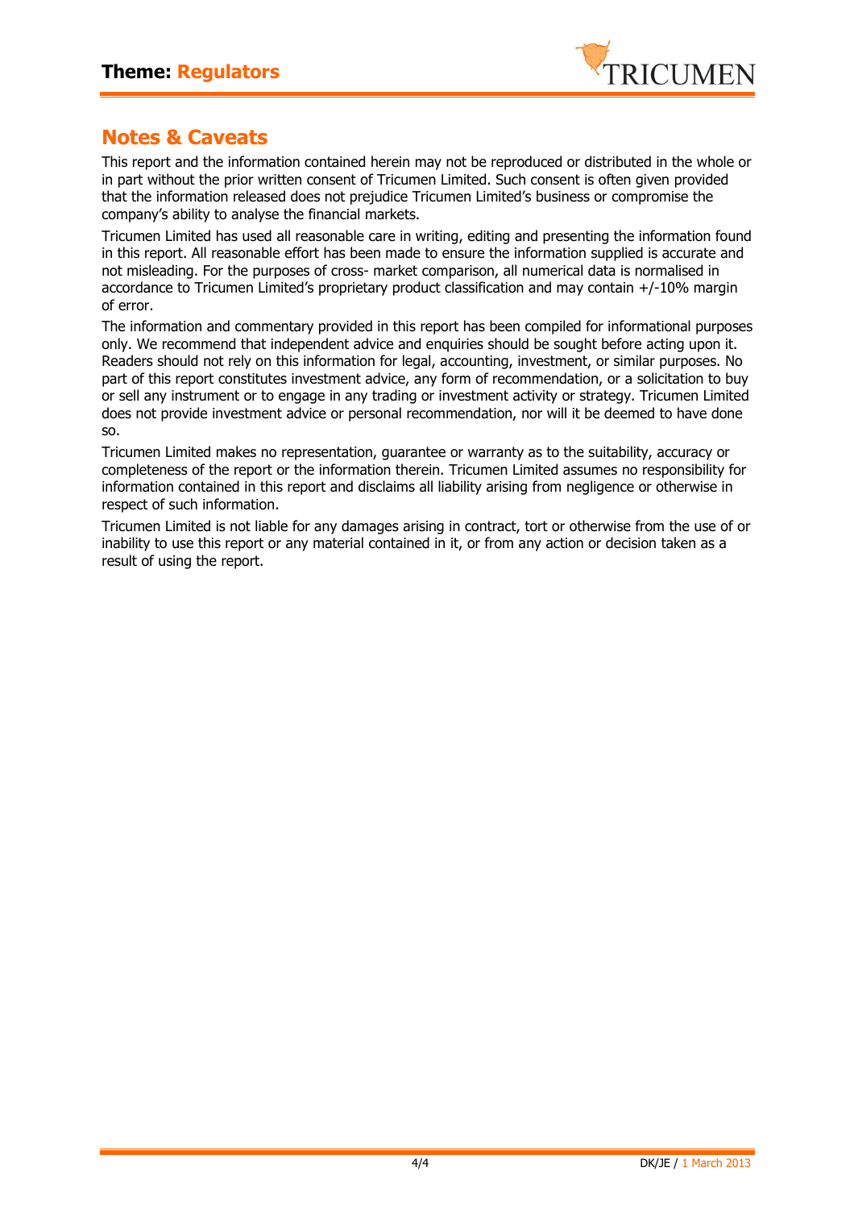## Notes & Caveats

This report and the information contained herein may not be reproduced or distributed in the whole or in part without the prior written consent of Tricumen Limited. Such consent is often given provided that the information released does not prejudice Tricumen Limited's business or compromise the company's ability to analyse the financial markets.

Tricumen Limited has used all reasonable care in writing, editing and presenting the information found in this report. All reasonable effort has been made to ensure the information supplied is accurate and not misleading. For the purposes of cross- market comparison, all numerical data is normalised in accordance to Tricumen Limited's proprietary product classification and may contain +/-10% margin of error.

The information and commentary provided in this report has been compiled for informational purposes only. We recommend that independent advice and enquiries should be sought before acting upon it. Readers should not rely on this information for legal, accounting, investment, or similar purposes. No part of this report constitutes investment advice, any form of recommendation, or a solicitation to buy or sell any instrument or to engage in any trading or investment activity or strategy. Tricumen Limited does not provide investment advice or personal recommendation, nor will it be deemed to have done so.

Tricumen Limited makes no representation, guarantee or warranty as to the suitability, accuracy or completeness of the report or the information therein. Tricumen Limited assumes no responsibility for information contained in this report and disclaims all liability arising from negligence or otherwise in respect of such information.

Tricumen Limited is not liable for any damages arising in contract, tort or otherwise from the use of or inability to use this report or any material contained in it, or from any action or decision taken as a result of using the report.